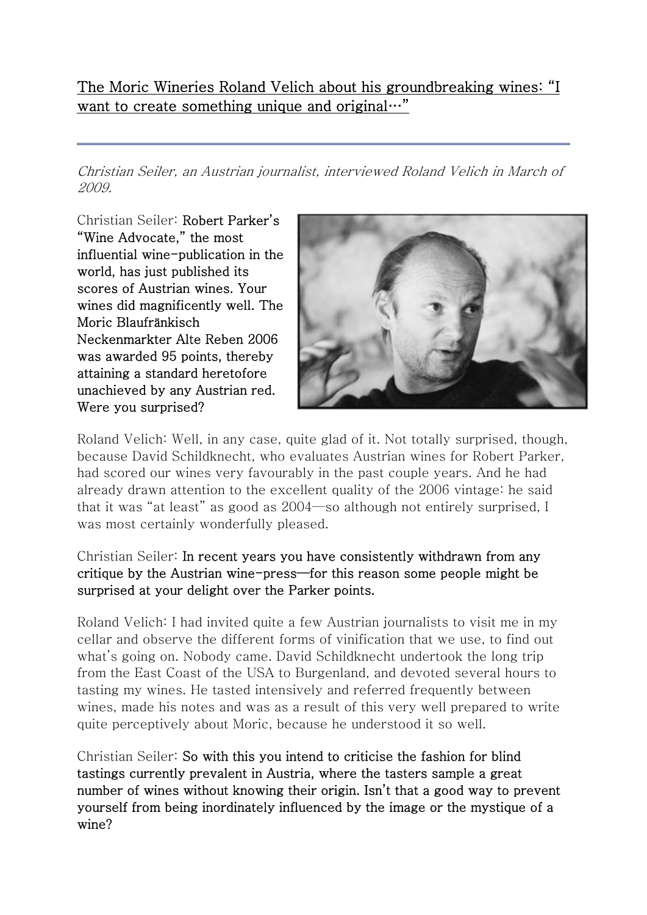# The Moric Wineries Roland Velich about his groundbreaking wines: "I want to create something unique and original…"

---

*Christian Seiler, an Austrian journalist, interviewed Roland Velich in March of 2009.*

Christian Seiler: **Robert Parker's "Wine Advocate," the most influential wine-publication in the world, has just published its scores of Austrian wines. Your wines did magnificently well. The Moric Blaufränkisch Neckenmarkter Alte Reben 2006 was awarded 95 points, thereby attaining a standard heretofore unachieved by any Austrian red. Were you surprised?**

Roland Velich: Well, in any case, quite glad of it. Not totally surprised, though, because David Schildknecht, who evaluates Austrian wines for Robert Parker, had scored our wines very favourably in the past couple years. And he had already drawn attention to the excellent quality of the 2006 vintage: he said that it was "at least" as good as 2004—so although not entirely surprised, I was most certainly wonderfully pleased.

Christian Seiler: **In recent years you have consistently withdrawn from any critique by the Austrian wine-press—for this reason some people might be surprised at your delight over the Parker points.**

Roland Velich: I had invited quite a few Austrian journalists to visit me in my cellar and observe the different forms of vinification that we use, to find out what's going on. Nobody came. David Schildknecht undertook the long trip from the East Coast of the USA to Burgenland, and devoted several hours to tasting my wines. He tasted intensively and referred frequently between wines, made his notes and was as a result of this very well prepared to write quite perceptively about Moric, because he understood it so well.

Christian Seiler: **So with this you intend to criticise the fashion for blind tastings currently prevalent in Austria, where the tasters sample a great number of wines without knowing their origin. Isn't that a good way to prevent yourself from being inordinately influenced by the image or the mystique of a wine?**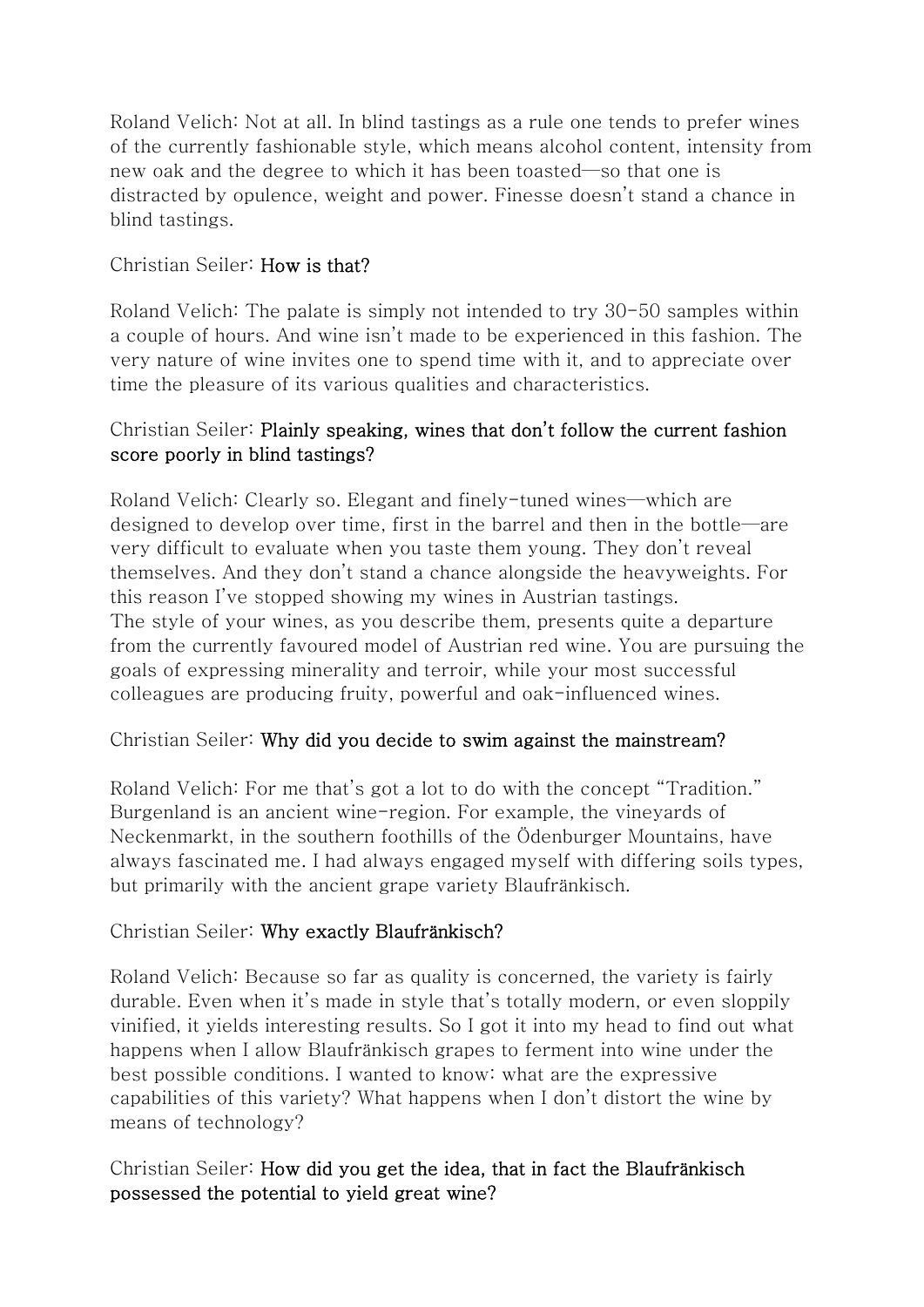Roland Velich: Not at all. In blind tastings as a rule one tends to prefer wines of the currently fashionable style, which means alcohol content, intensity from new oak and the degree to which it has been toasted—so that one is distracted by opulence, weight and power. Finesse doesn't stand a chance in blind tastings.

Christian Seiler: **How is that?**

Roland Velich: The palate is simply not intended to try 30-50 samples within a couple of hours. And wine isn't made to be experienced in this fashion. The very nature of wine invites one to spend time with it, and to appreciate over time the pleasure of its various qualities and characteristics.

Christian Seiler: **Plainly speaking, wines that don't follow the current fashion score poorly in blind tastings?**

Roland Velich: Clearly so. Elegant and finely-tuned wines—which are designed to develop over time, first in the barrel and then in the bottle—are very difficult to evaluate when you taste them young. They don't reveal themselves. And they don't stand a chance alongside the heavyweights. For this reason I've stopped showing my wines in Austrian tastings.
The style of your wines, as you describe them, presents quite a departure from the currently favoured model of Austrian red wine. You are pursuing the goals of expressing minerality and terroir, while your most successful colleagues are producing fruity, powerful and oak-influenced wines.

Christian Seiler: **Why did you decide to swim against the mainstream?**

Roland Velich: For me that's got a lot to do with the concept "Tradition." Burgenland is an ancient wine-region. For example, the vineyards of Neckenmarkt, in the southern foothills of the Ödenburger Mountains, have always fascinated me. I had always engaged myself with differing soils types, but primarily with the ancient grape variety Blaufränkisch.

Christian Seiler: **Why exactly Blaufränkisch?**

Roland Velich: Because so far as quality is concerned, the variety is fairly durable. Even when it's made in style that's totally modern, or even sloppily vinified, it yields interesting results. So I got it into my head to find out what happens when I allow Blaufränkisch grapes to ferment into wine under the best possible conditions. I wanted to know: what are the expressive capabilities of this variety? What happens when I don't distort the wine by means of technology?

Christian Seiler: **How did you get the idea, that in fact the Blaufränkisch possessed the potential to yield great wine?**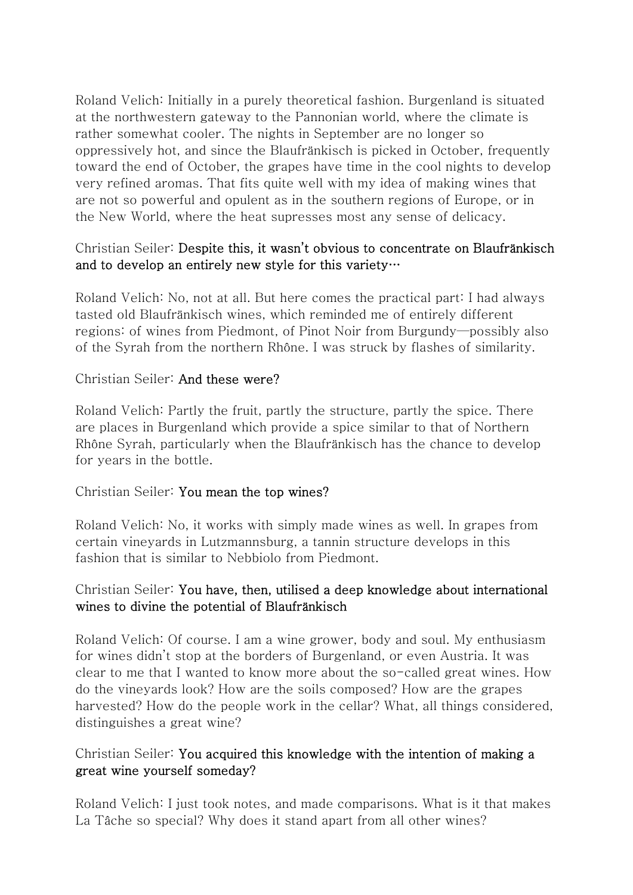Roland Velich: Initially in a purely theoretical fashion. Burgenland is situated at the northwestern gateway to the Pannonian world, where the climate is rather somewhat cooler. The nights in September are no longer so oppressively hot, and since the Blaufränkisch is picked in October, frequently toward the end of October, the grapes have time in the cool nights to develop very refined aromas. That fits quite well with my idea of making wines that are not so powerful and opulent as in the southern regions of Europe, or in the New World, where the heat supresses most any sense of delicacy.

Christian Seiler: **Despite this, it wasn't obvious to concentrate on Blaufränkisch and to develop an entirely new style for this variety…**

Roland Velich: No, not at all. But here comes the practical part: I had always tasted old Blaufränkisch wines, which reminded me of entirely different regions: of wines from Piedmont, of Pinot Noir from Burgundy—possibly also of the Syrah from the northern Rhône. I was struck by flashes of similarity.

Christian Seiler: **And these were?**

Roland Velich: Partly the fruit, partly the structure, partly the spice. There are places in Burgenland which provide a spice similar to that of Northern Rhône Syrah, particularly when the Blaufränkisch has the chance to develop for years in the bottle.

Christian Seiler: **You mean the top wines?**

Roland Velich: No, it works with simply made wines as well. In grapes from certain vineyards in Lutzmannsburg, a tannin structure develops in this fashion that is similar to Nebbiolo from Piedmont.

Christian Seiler: **You have, then, utilised a deep knowledge about international wines to divine the potential of Blaufränkisch**

Roland Velich: Of course. I am a wine grower, body and soul. My enthusiasm for wines didn't stop at the borders of Burgenland, or even Austria. It was clear to me that I wanted to know more about the so-called great wines. How do the vineyards look? How are the soils composed? How are the grapes harvested? How do the people work in the cellar? What, all things considered, distinguishes a great wine?

Christian Seiler: **You acquired this knowledge with the intention of making a great wine yourself someday?**

Roland Velich: I just took notes, and made comparisons. What is it that makes La Tâche so special? Why does it stand apart from all other wines?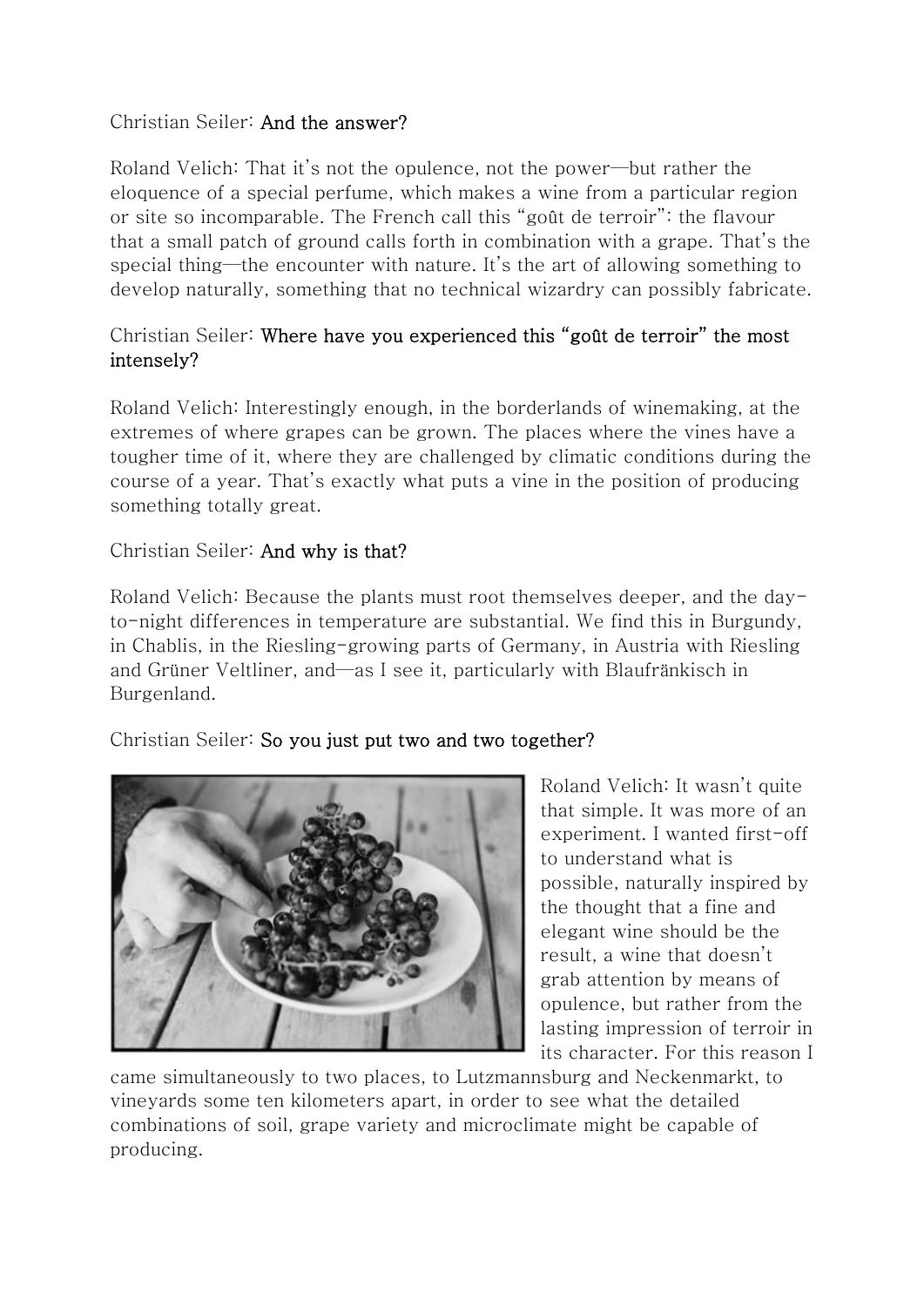Christian Seiler: **And the answer?**

Roland Velich: That it's not the opulence, not the power—but rather the eloquence of a special perfume, which makes a wine from a particular region or site so incomparable. The French call this "goût de terroir": the flavour that a small patch of ground calls forth in combination with a grape. That's the special thing—the encounter with nature. It's the art of allowing something to develop naturally, something that no technical wizardry can possibly fabricate.

Christian Seiler: **Where have you experienced this "goût de terroir" the most intensely?**

Roland Velich: Interestingly enough, in the borderlands of winemaking, at the extremes of where grapes can be grown. The places where the vines have a tougher time of it, where they are challenged by climatic conditions during the course of a year. That's exactly what puts a vine in the position of producing something totally great.

Christian Seiler: **And why is that?**

Roland Velich: Because the plants must root themselves deeper, and the day-to-night differences in temperature are substantial. We find this in Burgundy, in Chablis, in the Riesling-growing parts of Germany, in Austria with Riesling and Grüner Veltliner, and—as I see it, particularly with Blaufränkisch in Burgenland.

Christian Seiler: **So you just put two and two together?**

Roland Velich: It wasn't quite that simple. It was more of an experiment. I wanted first-off to understand what is possible, naturally inspired by the thought that a fine and elegant wine should be the result, a wine that doesn't grab attention by means of opulence, but rather from the lasting impression of terroir in its character. For this reason I came simultaneously to two places, to Lutzmannsburg and Neckenmarkt, to vineyards some ten kilometers apart, in order to see what the detailed combinations of soil, grape variety and microclimate might be capable of producing.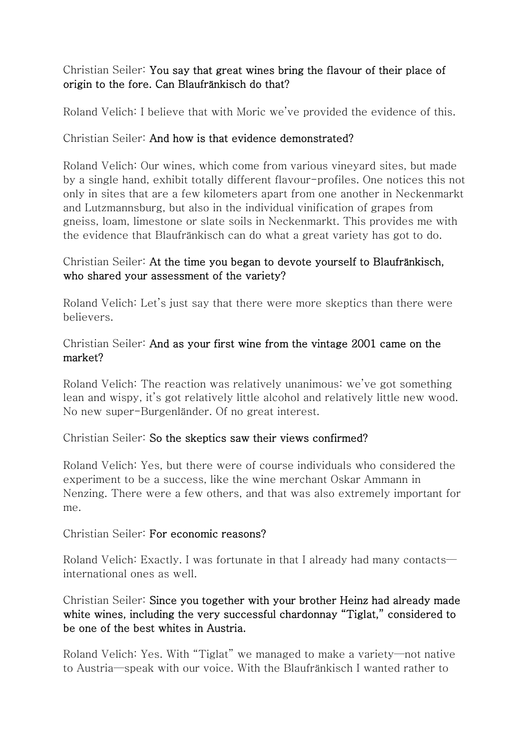Christian Seiler: **You say that great wines bring the flavour of their place of origin to the fore. Can Blaufränkisch do that?**

Roland Velich: I believe that with Moric we've provided the evidence of this.

Christian Seiler: **And how is that evidence demonstrated?**

Roland Velich: Our wines, which come from various vineyard sites, but made by a single hand, exhibit totally different flavour-profiles. One notices this not only in sites that are a few kilometers apart from one another in Neckenmarkt and Lutzmannsburg, but also in the individual vinification of grapes from gneiss, loam, limestone or slate soils in Neckenmarkt. This provides me with the evidence that Blaufränkisch can do what a great variety has got to do.

Christian Seiler: **At the time you began to devote yourself to Blaufränkisch, who shared your assessment of the variety?**

Roland Velich: Let's just say that there were more skeptics than there were believers.

Christian Seiler: **And as your first wine from the vintage 2001 came on the market?**

Roland Velich: The reaction was relatively unanimous: we've got something lean and wispy, it's got relatively little alcohol and relatively little new wood. No new super-Burgenländer. Of no great interest.

Christian Seiler: **So the skeptics saw their views confirmed?**

Roland Velich: Yes, but there were of course individuals who considered the experiment to be a success, like the wine merchant Oskar Ammann in Nenzing. There were a few others, and that was also extremely important for me.

Christian Seiler: **For economic reasons?**

Roland Velich: Exactly. I was fortunate in that I already had many contacts—international ones as well.

Christian Seiler: **Since you together with your brother Heinz had already made white wines, including the very successful chardonnay "Tiglat," considered to be one of the best whites in Austria.**

Roland Velich: Yes. With "Tiglat" we managed to make a variety—not native to Austria—speak with our voice. With the Blaufränkisch I wanted rather to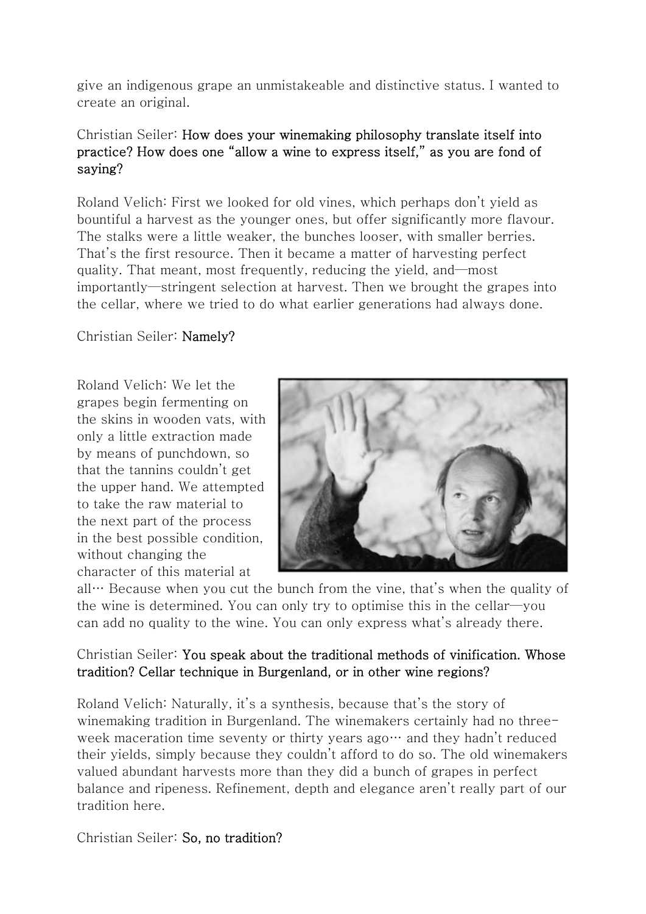give an indigenous grape an unmistakeable and distinctive status. I wanted to create an original.

Christian Seiler: **How does your winemaking philosophy translate itself into practice? How does one "allow a wine to express itself," as you are fond of saying?**

Roland Velich: First we looked for old vines, which perhaps don't yield as bountiful a harvest as the younger ones, but offer significantly more flavour. The stalks were a little weaker, the bunches looser, with smaller berries. That's the first resource. Then it became a matter of harvesting perfect quality. That meant, most frequently, reducing the yield, and—most importantly—stringent selection at harvest. Then we brought the grapes into the cellar, where we tried to do what earlier generations had always done.

Christian Seiler: **Namely?**

Roland Velich: We let the grapes begin fermenting on the skins in wooden vats, with only a little extraction made by means of punchdown, so that the tannins couldn't get the upper hand. We attempted to take the raw material to the next part of the process in the best possible condition, without changing the character of this material at all… Because when you cut the bunch from the vine, that's when the quality of the wine is determined. You can only try to optimise this in the cellar—you can add no quality to the wine. You can only express what's already there.

Christian Seiler: **You speak about the traditional methods of vinification. Whose tradition? Cellar technique in Burgenland, or in other wine regions?**

Roland Velich: Naturally, it's a synthesis, because that's the story of winemaking tradition in Burgenland. The winemakers certainly had no three-week maceration time seventy or thirty years ago… and they hadn't reduced their yields, simply because they couldn't afford to do so. The old winemakers valued abundant harvests more than they did a bunch of grapes in perfect balance and ripeness. Refinement, depth and elegance aren't really part of our tradition here.

Christian Seiler: **So, no tradition?**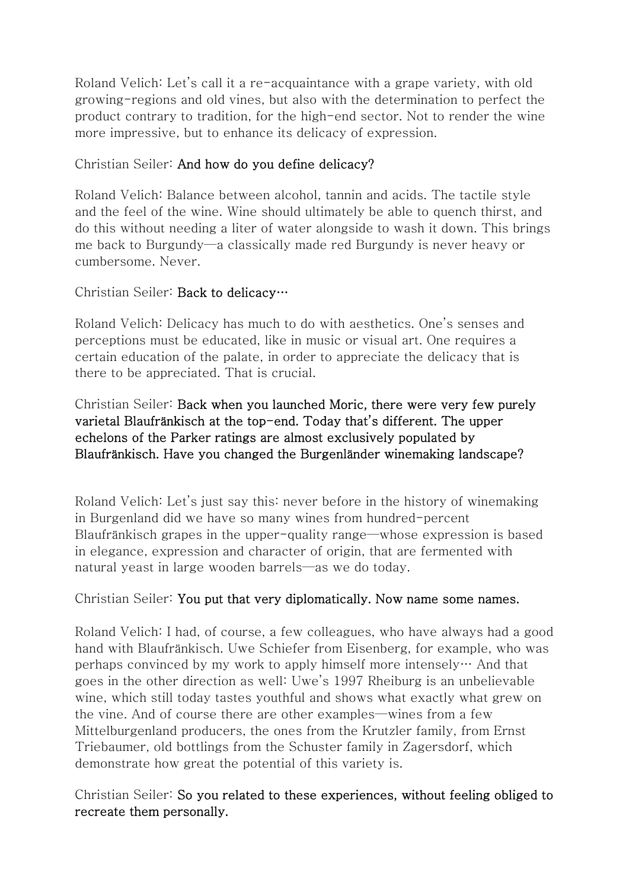Roland Velich: Let's call it a re-acquaintance with a grape variety, with old growing-regions and old vines, but also with the determination to perfect the product contrary to tradition, for the high-end sector. Not to render the wine more impressive, but to enhance its delicacy of expression.

Christian Seiler: **And how do you define delicacy?**

Roland Velich: Balance between alcohol, tannin and acids. The tactile style and the feel of the wine. Wine should ultimately be able to quench thirst, and do this without needing a liter of water alongside to wash it down. This brings me back to Burgundy—a classically made red Burgundy is never heavy or cumbersome. Never.

Christian Seiler: **Back to delicacy…**

Roland Velich: Delicacy has much to do with aesthetics. One's senses and perceptions must be educated, like in music or visual art. One requires a certain education of the palate, in order to appreciate the delicacy that is there to be appreciated. That is crucial.

Christian Seiler: **Back when you launched Moric, there were very few purely varietal Blaufränkisch at the top-end. Today that's different. The upper echelons of the Parker ratings are almost exclusively populated by Blaufränkisch. Have you changed the Burgenländer winemaking landscape?**

Roland Velich: Let's just say this: never before in the history of winemaking in Burgenland did we have so many wines from hundred-percent Blaufränkisch grapes in the upper-quality range—whose expression is based in elegance, expression and character of origin, that are fermented with natural yeast in large wooden barrels—as we do today.

Christian Seiler: **You put that very diplomatically. Now name some names.**

Roland Velich: I had, of course, a few colleagues, who have always had a good hand with Blaufränkisch. Uwe Schiefer from Eisenberg, for example, who was perhaps convinced by my work to apply himself more intensely… And that goes in the other direction as well: Uwe's 1997 Rheiburg is an unbelievable wine, which still today tastes youthful and shows what exactly what grew on the vine. And of course there are other examples—wines from a few Mittelburgenland producers, the ones from the Krutzler family, from Ernst Triebaumer, old bottlings from the Schuster family in Zagersdorf, which demonstrate how great the potential of this variety is.

Christian Seiler: **So you related to these experiences, without feeling obliged to recreate them personally.**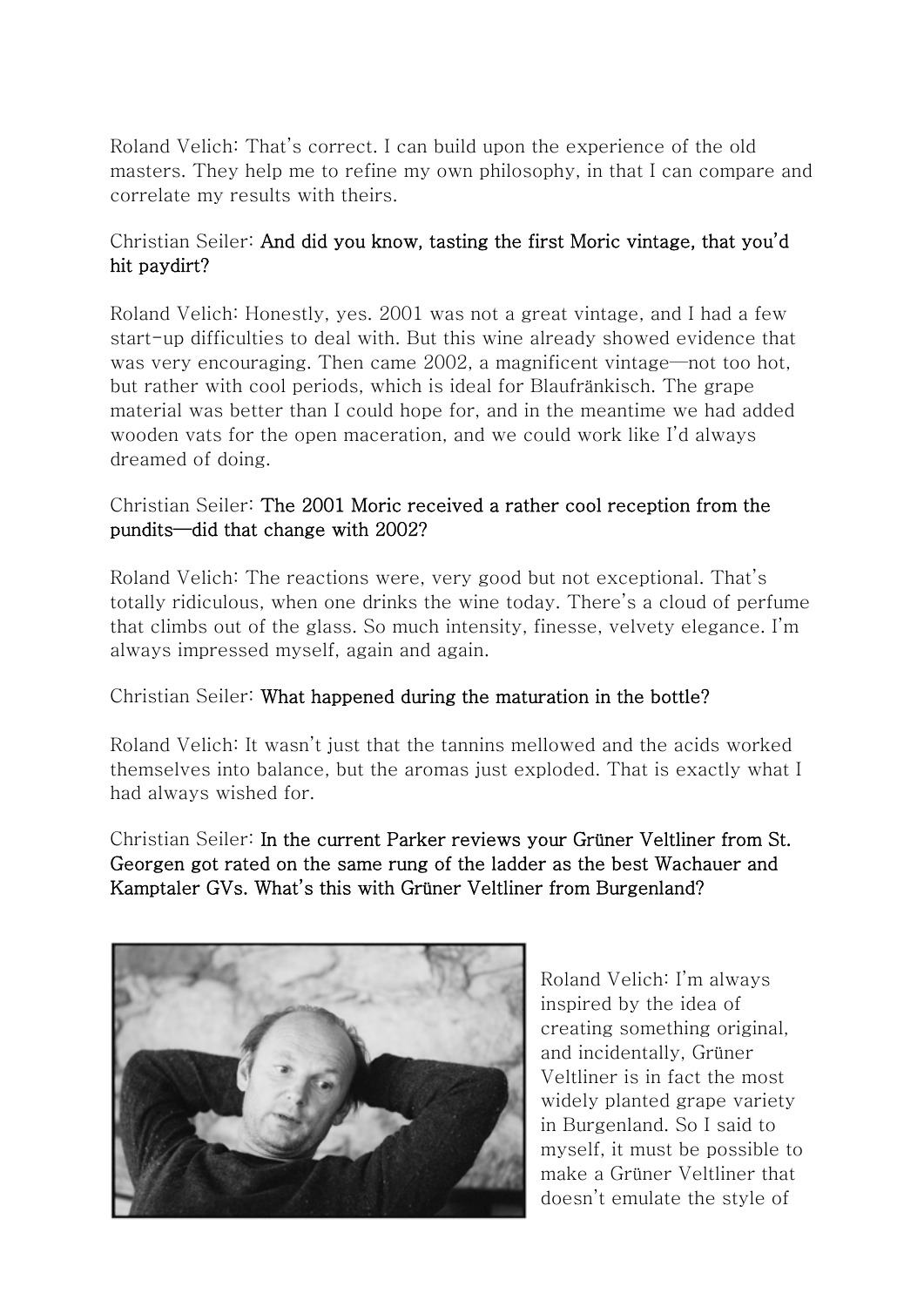Roland Velich: That's correct. I can build upon the experience of the old masters. They help me to refine my own philosophy, in that I can compare and correlate my results with theirs.

Christian Seiler: **And did you know, tasting the first Moric vintage, that you'd hit paydirt?**

Roland Velich: Honestly, yes. 2001 was not a great vintage, and I had a few start-up difficulties to deal with. But this wine already showed evidence that was very encouraging. Then came 2002, a magnificent vintage—not too hot, but rather with cool periods, which is ideal for Blaufränkisch. The grape material was better than I could hope for, and in the meantime we had added wooden vats for the open maceration, and we could work like I'd always dreamed of doing.

Christian Seiler: **The 2001 Moric received a rather cool reception from the pundits—did that change with 2002?**

Roland Velich: The reactions were, very good but not exceptional. That's totally ridiculous, when one drinks the wine today. There's a cloud of perfume that climbs out of the glass. So much intensity, finesse, velvety elegance. I'm always impressed myself, again and again.

Christian Seiler: **What happened during the maturation in the bottle?**

Roland Velich: It wasn't just that the tannins mellowed and the acids worked themselves into balance, but the aromas just exploded. That is exactly what I had always wished for.

Christian Seiler: **In the current Parker reviews your Grüner Veltliner from St. Georgen got rated on the same rung of the ladder as the best Wachauer and Kamptaler GVs. What's this with Grüner Veltliner from Burgenland?**

Roland Velich: I'm always inspired by the idea of creating something original, and incidentally, Grüner Veltliner is in fact the most widely planted grape variety in Burgenland. So I said to myself, it must be possible to make a Grüner Veltliner that doesn't emulate the style of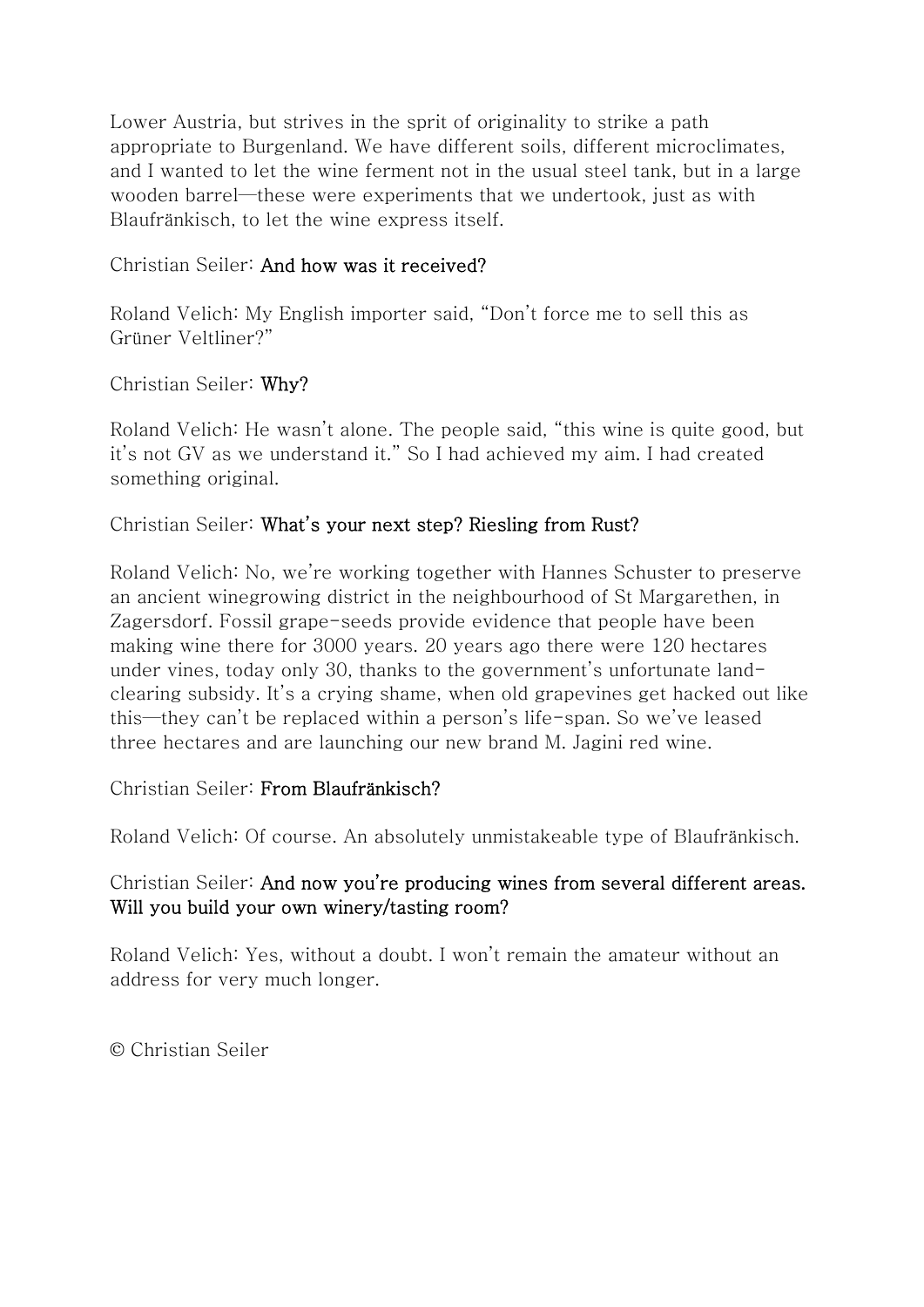Lower Austria, but strives in the sprit of originality to strike a path appropriate to Burgenland. We have different soils, different microclimates, and I wanted to let the wine ferment not in the usual steel tank, but in a large wooden barrel—these were experiments that we undertook, just as with Blaufränkisch, to let the wine express itself.

Christian Seiler: **And how was it received?**

Roland Velich: My English importer said, "Don't force me to sell this as Grüner Veltliner?"

Christian Seiler: **Why?**

Roland Velich: He wasn't alone. The people said, "this wine is quite good, but it's not GV as we understand it." So I had achieved my aim. I had created something original.

Christian Seiler: **What's your next step? Riesling from Rust?**

Roland Velich: No, we're working together with Hannes Schuster to preserve an ancient winegrowing district in the neighbourhood of St Margarethen, in Zagersdorf. Fossil grape-seeds provide evidence that people have been making wine there for 3000 years. 20 years ago there were 120 hectares under vines, today only 30, thanks to the government's unfortunate land-clearing subsidy. It's a crying shame, when old grapevines get hacked out like this—they can't be replaced within a person's life-span. So we've leased three hectares and are launching our new brand M. Jagini red wine.

Christian Seiler: **From Blaufränkisch?**

Roland Velich: Of course. An absolutely unmistakeable type of Blaufränkisch.

Christian Seiler: **And now you're producing wines from several different areas. Will you build your own winery/tasting room?**

Roland Velich: Yes, without a doubt. I won't remain the amateur without an address for very much longer.

© Christian Seiler